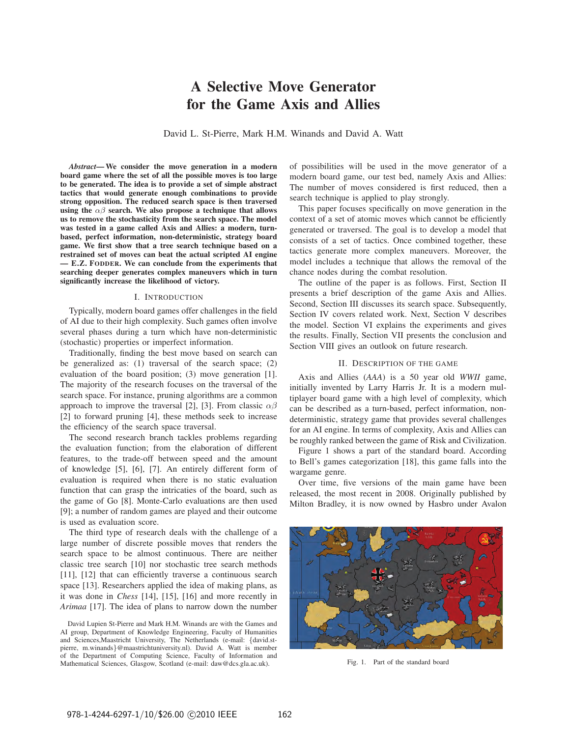# A Selective Move Generator for the Game Axis and Allies

David L. St-Pierre, Mark H.M. Winands and David A. Watt

***Abstract*— We consider the move generation in a modern board game where the set of all the possible moves is too large to be generated. The idea is to provide a set of simple abstract tactics that would generate enough combinations to provide strong opposition. The reduced search space is then traversed using the $\alpha\beta$ search. We also propose a technique that allows us to remove the stochasticity from the search space. The model was tested in a game called Axis and Allies: a modern, turn-based, perfect information, non-deterministic, strategy board game. We first show that a tree search technique based on a restrained set of moves can beat the actual scripted AI engine — E.Z. FODDER. We can conclude from the experiments that searching deeper generates complex maneuvers which in turn significantly increase the likelihood of victory.**

## I. INTRODUCTION

Typically, modern board games offer challenges in the field of AI due to their high complexity. Such games often involve several phases during a turn which have non-deterministic (stochastic) properties or imperfect information.

Traditionally, finding the best move based on search can be generalized as: (1) traversal of the search space; (2) evaluation of the board position; (3) move generation [1]. The majority of the research focuses on the traversal of the search space. For instance, pruning algorithms are a common approach to improve the traversal [2], [3]. From classic $\alpha\beta$ [2] to forward pruning [4], these methods seek to increase the efficiency of the search space traversal.

The second research branch tackles problems regarding the evaluation function; from the elaboration of different features, to the trade-off between speed and the amount of knowledge [5], [6], [7]. An entirely different form of evaluation is required when there is no static evaluation function that can grasp the intricacies of the board, such as the game of Go [8]. Monte-Carlo evaluations are then used [9]; a number of random games are played and their outcome is used as evaluation score.

The third type of research deals with the challenge of a large number of discrete possible moves that renders the search space to be almost continuous. There are neither classic tree search [10] nor stochastic tree search methods [11], [12] that can efficiently traverse a continuous search space [13]. Researchers applied the idea of making plans, as it was done in *Chess* [14], [15], [16] and more recently in *Arimaa* [17]. The idea of plans to narrow down the number of possibilities will be used in the move generator of a modern board game, our test bed, namely Axis and Allies: The number of moves considered is first reduced, then a search technique is applied to play strongly.

This paper focuses specifically on move generation in the context of a set of atomic moves which cannot be efficiently generated or traversed. The goal is to develop a model that consists of a set of tactics. Once combined together, these tactics generate more complex maneuvers. Moreover, the model includes a technique that allows the removal of the chance nodes during the combat resolution.

The outline of the paper is as follows. First, Section II presents a brief description of the game Axis and Allies. Second, Section III discusses its search space. Subsequently, Section IV covers related work. Next, Section V describes the model. Section VI explains the experiments and gives the results. Finally, Section VII presents the conclusion and Section VIII gives an outlook on future research.

## II. DESCRIPTION OF THE GAME

Axis and Allies (*AAA*) is a 50 year old *WWII* game, initially invented by Larry Harris Jr. It is a modern multiplayer board game with a high level of complexity, which can be described as a turn-based, perfect information, non-deterministic, strategy game that provides several challenges for an AI engine. In terms of complexity, Axis and Allies can be roughly ranked between the game of Risk and Civilization.

Figure 1 shows a part of the standard board. According to Bell's games categorization [18], this game falls into the wargame genre.

Over time, five versions of the main game have been released, the most recent in 2008. Originally published by Milton Bradley, it is now owned by Hasbro under Avalon

Fig. 1. Part of the standard board

David Lupien St-Pierre and Mark H.M. Winands are with the Games and AI group, Department of Knowledge Engineering, Faculty of Humanities and Sciences,Maastricht University, The Netherlands (e-mail: {david.st-pierre, m.winands}@maastrichtuniversity.nl). David A. Watt is member of the Department of Computing Science, Faculty of Information and Mathematical Sciences, Glasgow, Scotland (e-mail: daw@dcs.gla.ac.uk).

978-1-4244-6297-1/10/$26.00 ©2010 IEEE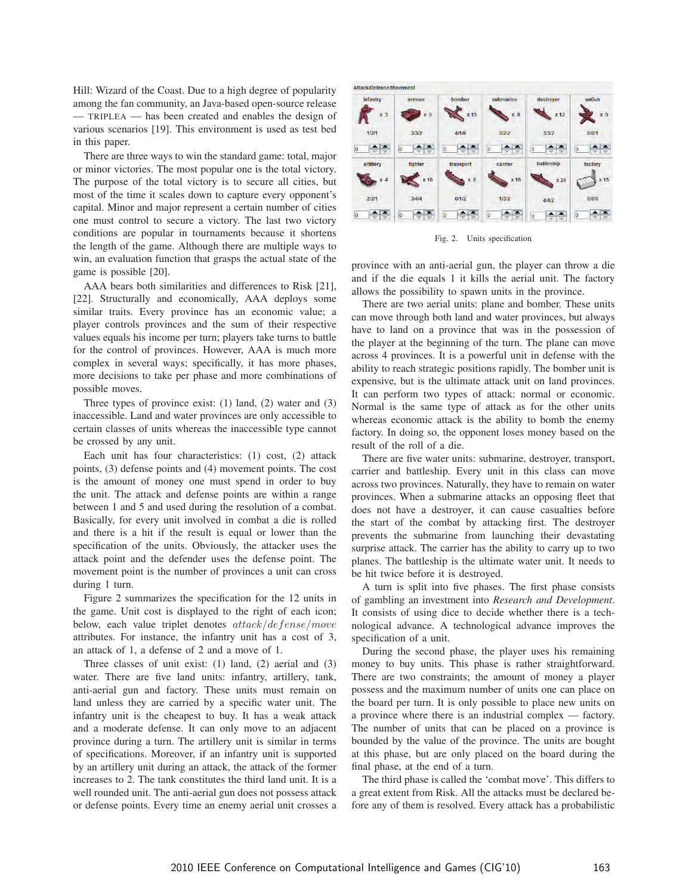Hill: Wizard of the Coast. Due to a high degree of popularity among the fan community, an Java-based open-source release — TRIPLEA — has been created and enables the design of various scenarios [19]. This environment is used as test bed in this paper.

There are three ways to win the standard game: total, major or minor victories. The most popular one is the total victory. The purpose of the total victory is to secure all cities, but most of the time it scales down to capture every opponent's capital. Minor and major represent a certain number of cities one must control to secure a victory. The last two victory conditions are popular in tournaments because it shortens the length of the game. Although there are multiple ways to win, an evaluation function that grasps the actual state of the game is possible [20].

AAA bears both similarities and differences to Risk [21], [22]. Structurally and economically, AAA deploys some similar traits. Every province has an economic value; a player controls provinces and the sum of their respective values equals his income per turn; players take turns to battle for the control of provinces. However, AAA is much more complex in several ways; specifically, it has more phases, more decisions to take per phase and more combinations of possible moves.

Three types of province exist: (1) land, (2) water and (3) inaccessible. Land and water provinces are only accessible to certain classes of units whereas the inaccessible type cannot be crossed by any unit.

Each unit has four characteristics: (1) cost, (2) attack points, (3) defense points and (4) movement points. The cost is the amount of money one must spend in order to buy the unit. The attack and defense points are within a range between 1 and 5 and used during the resolution of a combat. Basically, for every unit involved in combat a die is rolled and there is a hit if the result is equal or lower than the specification of the units. Obviously, the attacker uses the attack point and the defender uses the defense point. The movement point is the number of provinces a unit can cross during 1 turn.

Figure 2 summarizes the specification for the 12 units in the game. Unit cost is displayed to the right of each icon; below, each value triplet denotes $attack/defense/move$ attributes. For instance, the infantry unit has a cost of 3, an attack of 1, a defense of 2 and a move of 1.

Three classes of unit exist: (1) land, (2) aerial and (3) water. There are five land units: infantry, artillery, tank, anti-aerial gun and factory. These units must remain on land unless they are carried by a specific water unit. The infantry unit is the cheapest to buy. It has a weak attack and a moderate defense. It can only move to an adjacent province during a turn. The artillery unit is similar in terms of specifications. Moreover, if an infantry unit is supported by an artillery unit during an attack, the attack of the former increases to 2. The tank constitutes the third land unit. It is a well rounded unit. The anti-aerial gun does not possess attack or defense points. Every time an enemy aerial unit crosses a province with an anti-aerial gun, the player can throw a die and if the die equals 1 it kills the aerial unit. The factory allows the possibility to spawn units in the province.

Attack/Defense/Movement

infantry x 3 1/2/1
armour x 5 3/3/2
bomber x 15 4/1/6
submarine x 8 2/2/2
destroyer x 12 3/3/2
aaGun x 5 0/0/1
artillery x 4 2/2/1
fighter x 10 3/4/4
transport x 8 0/1/2
carrier x 16 1/3/2
battleship x 24 4/4/2
factory x 15 0/0/0

Fig. 2. Units specification

There are two aerial units: plane and bomber. These units can move through both land and water provinces, but always have to land on a province that was in the possession of the player at the beginning of the turn. The plane can move across 4 provinces. It is a powerful unit in defense with the ability to reach strategic positions rapidly. The bomber unit is expensive, but is the ultimate attack unit on land provinces. It can perform two types of attack: normal or economic. Normal is the same type of attack as for the other units whereas economic attack is the ability to bomb the enemy factory. In doing so, the opponent loses money based on the result of the roll of a die.

There are five water units: submarine, destroyer, transport, carrier and battleship. Every unit in this class can move across two provinces. Naturally, they have to remain on water provinces. When a submarine attacks an opposing fleet that does not have a destroyer, it can cause casualties before the start of the combat by attacking first. The destroyer prevents the submarine from launching their devastating surprise attack. The carrier has the ability to carry up to two planes. The battleship is the ultimate water unit. It needs to be hit twice before it is destroyed.

A turn is split into five phases. The first phase consists of gambling an investment into *Research and Development*. It consists of using dice to decide whether there is a technological advance. A technological advance improves the specification of a unit.

During the second phase, the player uses his remaining money to buy units. This phase is rather straightforward. There are two constraints; the amount of money a player possess and the maximum number of units one can place on the board per turn. It is only possible to place new units on a province where there is an industrial complex — factory. The number of units that can be placed on a province is bounded by the value of the province. The units are bought at this phase, but are only placed on the board during the final phase, at the end of a turn.

The third phase is called the 'combat move'. This differs to a great extent from Risk. All the attacks must be declared before any of them is resolved. Every attack has a probabilistic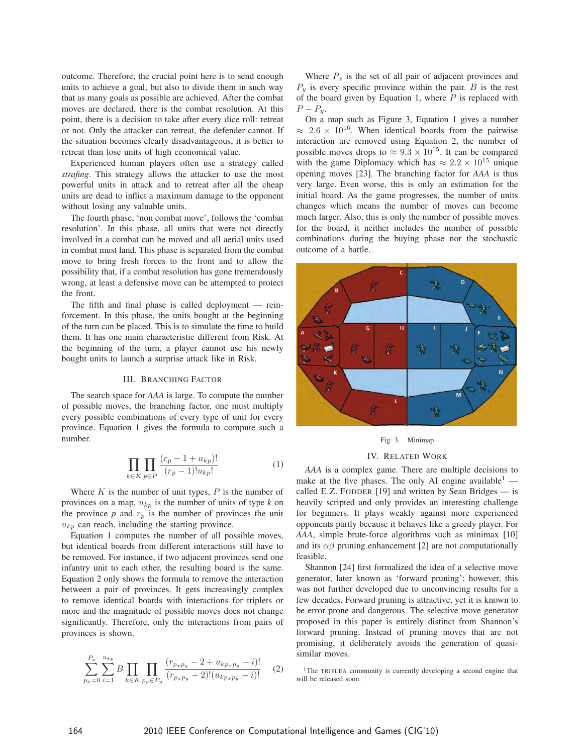outcome. Therefore, the crucial point here is to send enough units to achieve a goal, but also to divide them in such way that as many goals as possible are achieved. After the combat moves are declared, there is the combat resolution. At this point, there is a decision to take after every dice roll: retreat or not. Only the attacker can retreat, the defender cannot. If the situation becomes clearly disadvantageous, it is better to retreat than lose units of high economical value.

Experienced human players often use a strategy called *strafing*. This strategy allows the attacker to use the most powerful units in attack and to retreat after all the cheap units are dead to inflict a maximum damage to the opponent without losing any valuable units.

The fourth phase, 'non combat move', follows the 'combat resolution'. In this phase, all units that were not directly involved in a combat can be moved and all aerial units used in combat must land. This phase is separated from the combat move to bring fresh forces to the front and to allow the possibility that, if a combat resolution has gone tremendously wrong, at least a defensive move can be attempted to protect the front.

The fifth and final phase is called deployment — reinforcement. In this phase, the units bought at the beginning of the turn can be placed. This is to simulate the time to build them. It has one main characteristic different from Risk. At the beginning of the turn, a player cannot use his newly bought units to launch a surprise attack like in Risk.

## III. Branching Factor

The search space for *AAA* is large. To compute the number of possible moves, the branching factor, one must multiply every possible combinations of every type of unit for every province. Equation 1 gives the formula to compute such a number.

$$\prod_{k \in K} \prod_{p \in P} \frac{(r_p - 1 + u_{kp})!}{(r_p - 1)! u_{kp}!} \qquad (1)$$

Where $K$ is the number of unit types, $P$ is the number of provinces on a map, $u_{kp}$ is the number of units of type $k$ on the province $p$ and $r_p$ is the number of provinces the unit $u_{kp}$ can reach, including the starting province.

Equation 1 computes the number of all possible moves, but identical boards from different interactions still have to be removed. For instance, if two adjacent provinces send one infantry unit to each other, the resulting board is the same. Equation 2 only shows the formula to remove the interaction between a pair of provinces. It gets increasingly complex to remove identical boards with interactions for triplets or more and the magnitude of possible moves does not change significantly. Therefore, only the interactions from pairs of provinces is shown.

$$\sum_{p_x=0}^{P_x} \sum_{i=1}^{u_{kp}} B \prod_{k \in K} \prod_{p_y \in P_y} \frac{(r_{p_x p_y} - 2 + u_{kp_x p_y} - i)!}{(r_{p_x p_y} - 2)!(u_{kp_x p_y} - i)!} \qquad (2)$$

Where $P_x$ is the set of all pair of adjacent provinces and $P_y$ is every specific province within the pair. $B$ is the rest of the board given by Equation 1, where $P$ is replaced with $P - P_y$.

On a map such as Figure 3, Equation 1 gives a number $\approx 2.6 \times 10^{16}$. When identical boards from the pairwise interaction are removed using Equation 2, the number of possible moves drops to $\approx 9.3 \times 10^{15}$. It can be compared with the game Diplomacy which has $\approx 2.2 \times 10^{15}$ unique opening moves [23]. The branching factor for *AAA* is thus very large. Even worse, this is only an estimation for the initial board. As the game progresses, the number of units changes which means the number of moves can become much larger. Also, this is only the number of possible moves for the board, it neither includes the number of possible combinations during the buying phase nor the stochastic outcome of a battle.

Fig. 3. Minimap

## IV. Related Work

*AAA* is a complex game. There are multiple decisions to make at the five phases. The only AI engine available[1] — called E.Z. Fodder [19] and written by Sean Bridges — is heavily scripted and only provides an interesting challenge for beginners. It plays weakly against more experienced opponents partly because it behaves like a greedy player. For *AAA*, simple brute-force algorithms such as minimax [10] and its $\alpha\beta$ pruning enhancement [2] are not computationally feasible.

Shannon [24] first formalized the idea of a selective move generator, later known as 'forward pruning'; however, this was not further developed due to unconvincing results for a few decades. Forward pruning is attractive, yet it is known to be error prone and dangerous. The selective move generator proposed in this paper is entirely distinct from Shannon's forward pruning. Instead of pruning moves that are not promising, it deliberately avoids the generation of quasi-similar moves.

[1] The Triplea community is currently developing a second engine that will be released soon.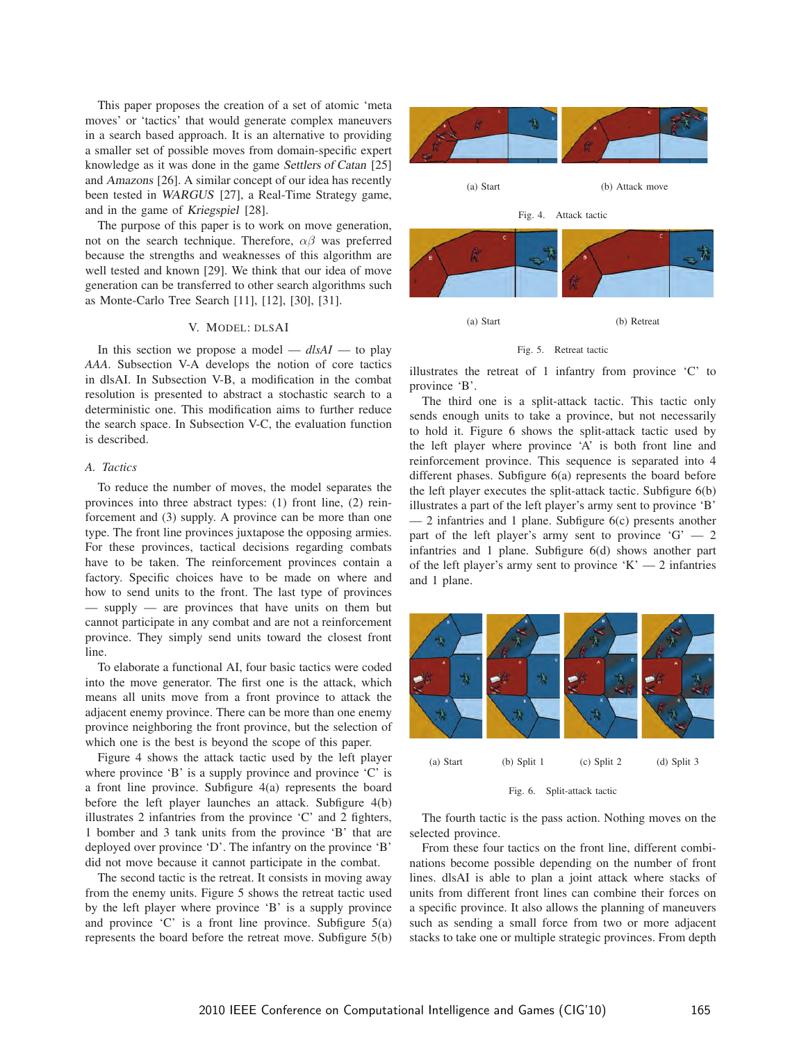This paper proposes the creation of a set of atomic 'meta moves' or 'tactics' that would generate complex maneuvers in a search based approach. It is an alternative to providing a smaller set of possible moves from domain-specific expert knowledge as it was done in the game *Settlers of Catan* [25] and *Amazons* [26]. A similar concept of our idea has recently been tested in *WARGUS* [27], a Real-Time Strategy game, and in the game of *Kriegspiel* [28].

The purpose of this paper is to work on move generation, not on the search technique. Therefore, $\alpha\beta$ was preferred because the strengths and weaknesses of this algorithm are well tested and known [29]. We think that our idea of move generation can be transferred to other search algorithms such as Monte-Carlo Tree Search [11], [12], [30], [31].

## V. Model: dlsAI

In this section we propose a model — *dlsAI* — to play *AAA*. Subsection V-A develops the notion of core tactics in dlsAI. In Subsection V-B, a modification in the combat resolution is presented to abstract a stochastic search to a deterministic one. This modification aims to further reduce the search space. In Subsection V-C, the evaluation function is described.

### A. Tactics

To reduce the number of moves, the model separates the provinces into three abstract types: (1) front line, (2) reinforcement and (3) supply. A province can be more than one type. The front line provinces juxtapose the opposing armies. For these provinces, tactical decisions regarding combats have to be taken. The reinforcement provinces contain a factory. Specific choices have to be made on where and how to send units to the front. The last type of provinces — supply — are provinces that have units on them but cannot participate in any combat and are not a reinforcement province. They simply send units toward the closest front line.

To elaborate a functional AI, four basic tactics were coded into the move generator. The first one is the attack, which means all units move from a front province to attack the adjacent enemy province. There can be more than one enemy province neighboring the front province, but the selection of which one is the best is beyond the scope of this paper.

Figure 4 shows the attack tactic used by the left player where province 'B' is a supply province and province 'C' is a front line province. Subfigure 4(a) represents the board before the left player launches an attack. Subfigure 4(b) illustrates 2 infantries from the province 'C' and 2 fighters, 1 bomber and 3 tank units from the province 'B' that are deployed over province 'D'. The infantry on the province 'B' did not move because it cannot participate in the combat.

The second tactic is the retreat. It consists in moving away from the enemy units. Figure 5 shows the retreat tactic used by the left player where province 'B' is a supply province and province 'C' is a front line province. Subfigure 5(a) represents the board before the retreat move. Subfigure 5(b) illustrates the retreat of 1 infantry from province 'C' to province 'B'.

(a) Start (b) Attack move

Fig. 4. Attack tactic

(a) Start (b) Retreat

Fig. 5. Retreat tactic

The third one is a split-attack tactic. This tactic only sends enough units to take a province, but not necessarily to hold it. Figure 6 shows the split-attack tactic used by the left player where province 'A' is both front line and reinforcement province. This sequence is separated into 4 different phases. Subfigure 6(a) represents the board before the left player executes the split-attack tactic. Subfigure 6(b) illustrates a part of the left player's army sent to province 'B' — 2 infantries and 1 plane. Subfigure 6(c) presents another part of the left player's army sent to province 'G' — 2 infantries and 1 plane. Subfigure 6(d) shows another part of the left player's army sent to province 'K' — 2 infantries and 1 plane.

(a) Start (b) Split 1 (c) Split 2 (d) Split 3

Fig. 6. Split-attack tactic

The fourth tactic is the pass action. Nothing moves on the selected province.

From these four tactics on the front line, different combinations become possible depending on the number of front lines. dlsAI is able to plan a joint attack where stacks of units from different front lines can combine their forces on a specific province. It also allows the planning of maneuvers such as sending a small force from two or more adjacent stacks to take one or multiple strategic provinces. From depth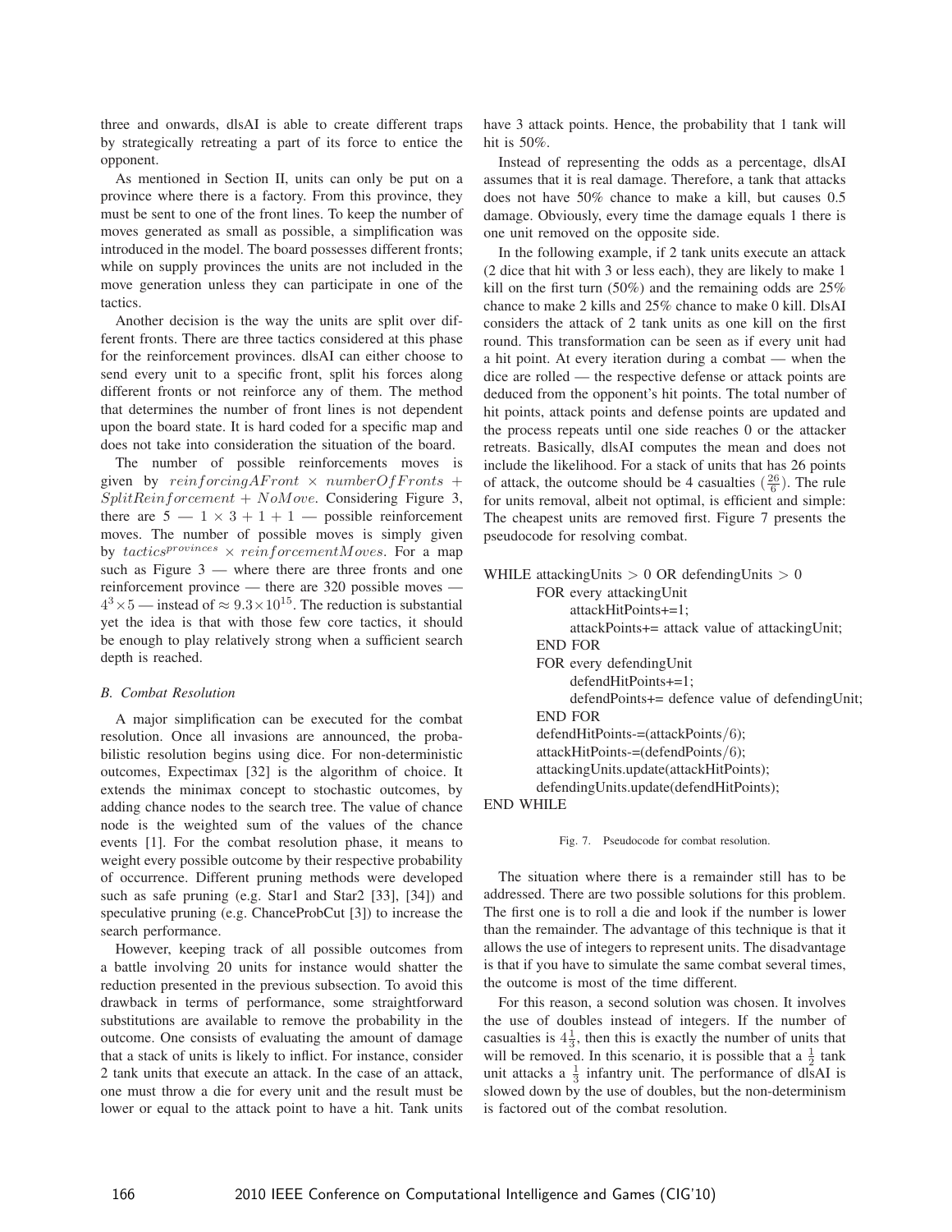three and onwards, dlsAI is able to create different traps by strategically retreating a part of its force to entice the opponent.

As mentioned in Section II, units can only be put on a province where there is a factory. From this province, they must be sent to one of the front lines. To keep the number of moves generated as small as possible, a simplification was introduced in the model. The board possesses different fronts; while on supply provinces the units are not included in the move generation unless they can participate in one of the tactics.

Another decision is the way the units are split over different fronts. There are three tactics considered at this phase for the reinforcement provinces. dlsAI can either choose to send every unit to a specific front, split his forces along different fronts or not reinforce any of them. The method that determines the number of front lines is not dependent upon the board state. It is hard coded for a specific map and does not take into consideration the situation of the board.

The number of possible reinforcements moves is given by $reinforcingAFront \times numberOfFronts + SplitReinforcement + NoMove$. Considering Figure 3, there are 5 — $1 \times 3 + 1 + 1$ — possible reinforcement moves. The number of possible moves is simply given by $tactics^{provinces} \times reinforcementMoves$. For a map such as Figure 3 — where there are three fronts and one reinforcement province — there are 320 possible moves — $4^3 \times 5$ — instead of $\approx 9.3 \times 10^{15}$. The reduction is substantial yet the idea is that with those few core tactics, it should be enough to play relatively strong when a sufficient search depth is reached.

### B. Combat Resolution

A major simplification can be executed for the combat resolution. Once all invasions are announced, the probabilistic resolution begins using dice. For non-deterministic outcomes, Expectimax [32] is the algorithm of choice. It extends the minimax concept to stochastic outcomes, by adding chance nodes to the search tree. The value of chance node is the weighted sum of the values of the chance events [1]. For the combat resolution phase, it means to weight every possible outcome by their respective probability of occurrence. Different pruning methods were developed such as safe pruning (e.g. Star1 and Star2 [33], [34]) and speculative pruning (e.g. ChanceProbCut [3]) to increase the search performance.

However, keeping track of all possible outcomes from a battle involving 20 units for instance would shatter the reduction presented in the previous subsection. To avoid this drawback in terms of performance, some straightforward substitutions are available to remove the probability in the outcome. One consists of evaluating the amount of damage that a stack of units is likely to inflict. For instance, consider 2 tank units that execute an attack. In the case of an attack, one must throw a die for every unit and the result must be lower or equal to the attack point to have a hit. Tank units have 3 attack points. Hence, the probability that 1 tank will hit is 50%.

Instead of representing the odds as a percentage, dlsAI assumes that it is real damage. Therefore, a tank that attacks does not have 50% chance to make a kill, but causes 0.5 damage. Obviously, every time the damage equals 1 there is one unit removed on the opposite side.

In the following example, if 2 tank units execute an attack (2 dice that hit with 3 or less each), they are likely to make 1 kill on the first turn (50%) and the remaining odds are 25% chance to make 2 kills and 25% chance to make 0 kill. DlsAI considers the attack of 2 tank units as one kill on the first round. This transformation can be seen as if every unit had a hit point. At every iteration during a combat — when the dice are rolled — the respective defense or attack points are deduced from the opponent's hit points. The total number of hit points, attack points and defense points are updated and the process repeats until one side reaches 0 or the attacker retreats. Basically, dlsAI computes the mean and does not include the likelihood. For a stack of units that has 26 points of attack, the outcome should be 4 casualties ($\frac{26}{6}$). The rule for units removal, albeit not optimal, is efficient and simple: The cheapest units are removed first. Figure 7 presents the pseudocode for resolving combat.

```
WHILE attackingUnits > 0 OR defendingUnits > 0
        FOR every attackingUnit
                attackHitPoints+=1;
                attackPoints+= attack value of attackingUnit;
        END FOR
        FOR every defendingUnit
                defendHitPoints+=1;
                defendPoints+= defence value of defendingUnit;
        END FOR
        defendHitPoints-=(attackPoints/6);
        attackHitPoints-=(defendPoints/6);
        attackingUnits.update(attackHitPoints);
        defendingUnits.update(defendHitPoints);
END WHILE
```

Fig. 7. Pseudocode for combat resolution.

The situation where there is a remainder still has to be addressed. There are two possible solutions for this problem. The first one is to roll a die and look if the number is lower than the remainder. The advantage of this technique is that it allows the use of integers to represent units. The disadvantage is that if you have to simulate the same combat several times, the outcome is most of the time different.

For this reason, a second solution was chosen. It involves the use of doubles instead of integers. If the number of casualties is $4\frac{1}{3}$, then this is exactly the number of units that will be removed. In this scenario, it is possible that a $\frac{1}{2}$ tank unit attacks a $\frac{1}{3}$ infantry unit. The performance of dlsAI is slowed down by the use of doubles, but the non-determinism is factored out of the combat resolution.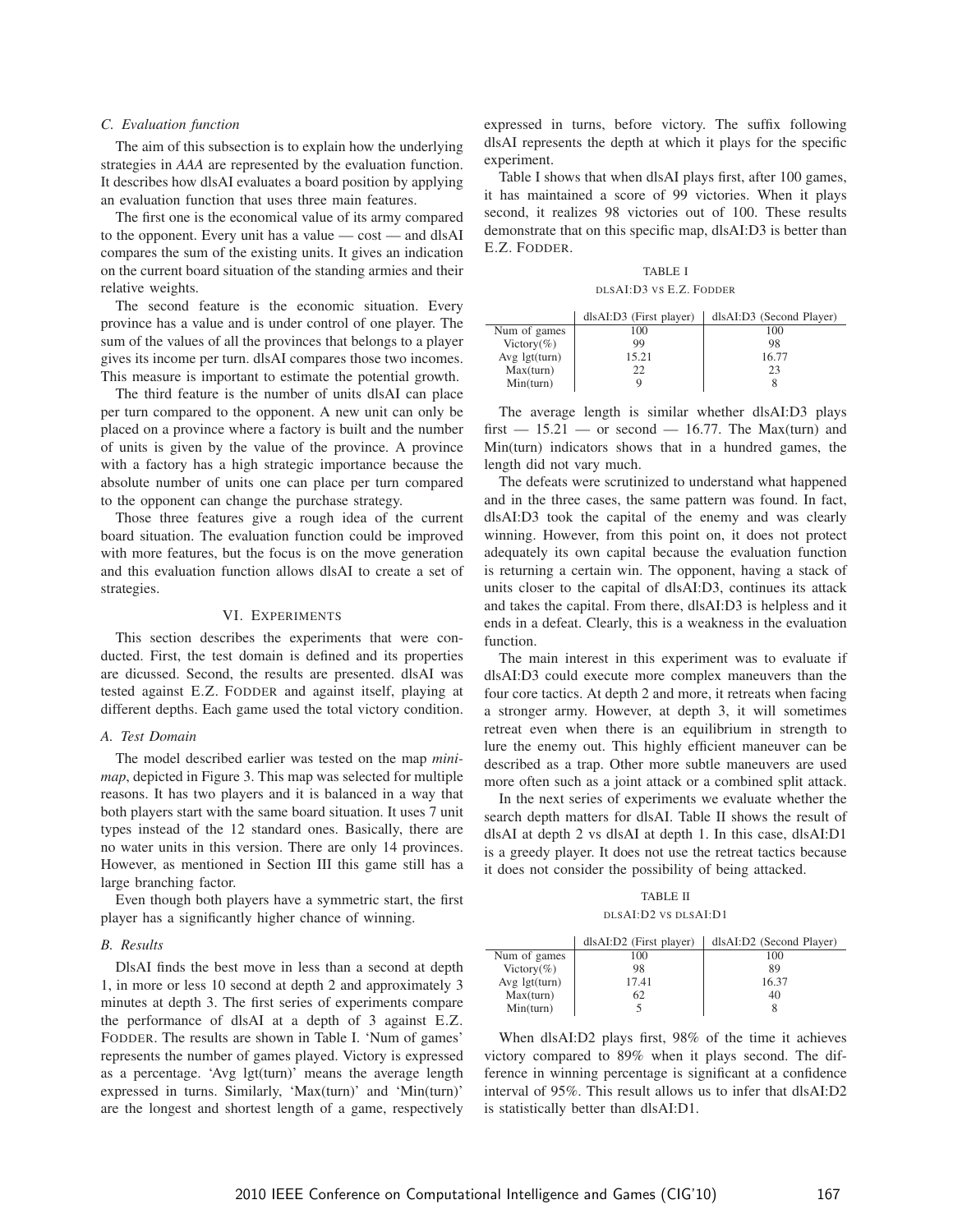### C. Evaluation function

The aim of this subsection is to explain how the underlying strategies in *AAA* are represented by the evaluation function. It describes how dlsAI evaluates a board position by applying an evaluation function that uses three main features.

The first one is the economical value of its army compared to the opponent. Every unit has a value — cost — and dlsAI compares the sum of the existing units. It gives an indication on the current board situation of the standing armies and their relative weights.

The second feature is the economic situation. Every province has a value and is under control of one player. The sum of the values of all the provinces that belongs to a player gives its income per turn. dlsAI compares those two incomes. This measure is important to estimate the potential growth.

The third feature is the number of units dlsAI can place per turn compared to the opponent. A new unit can only be placed on a province where a factory is built and the number of units is given by the value of the province. A province with a factory has a high strategic importance because the absolute number of units one can place per turn compared to the opponent can change the purchase strategy.

Those three features give a rough idea of the current board situation. The evaluation function could be improved with more features, but the focus is on the move generation and this evaluation function allows dlsAI to create a set of strategies.

## VI. Experiments

This section describes the experiments that were conducted. First, the test domain is defined and its properties are dicussed. Second, the results are presented. dlsAI was tested against E.Z. FODDER and against itself, playing at different depths. Each game used the total victory condition.

### A. Test Domain

The model described earlier was tested on the map *minimap*, depicted in Figure 3. This map was selected for multiple reasons. It has two players and it is balanced in a way that both players start with the same board situation. It uses 7 unit types instead of the 12 standard ones. Basically, there are no water units in this version. There are only 14 provinces. However, as mentioned in Section III this game still has a large branching factor.

Even though both players have a symmetric start, the first player has a significantly higher chance of winning.

### B. Results

DlsAI finds the best move in less than a second at depth 1, in more or less 10 second at depth 2 and approximately 3 minutes at depth 3. The first series of experiments compare the performance of dlsAI at a depth of 3 against E.Z. FODDER. The results are shown in Table I. 'Num of games' represents the number of games played. Victory is expressed as a percentage. 'Avg lgt(turn)' means the average length expressed in turns. Similarly, 'Max(turn)' and 'Min(turn)' are the longest and shortest length of a game, respectively expressed in turns, before victory. The suffix following dlsAI represents the depth at which it plays for the specific experiment.

Table I shows that when dlsAI plays first, after 100 games, it has maintained a score of 99 victories. When it plays second, it realizes 98 victories out of 100. These results demonstrate that on this specific map, dlsAI:D3 is better than E.Z. FODDER.

TABLE I
DLSAI:D3 VS E.Z. FODDER

| | dlsAI:D3 (First player) | dlsAI:D3 (Second Player) |
|---|---|---|
| Num of games | 100 | 100 |
| Victory(%) | 99 | 98 |
| Avg lgt(turn) | 15.21 | 16.77 |
| Max(turn) | 22 | 23 |
| Min(turn) | 9 | 8 |

The average length is similar whether dlsAI:D3 plays first — 15.21 — or second — 16.77. The Max(turn) and Min(turn) indicators shows that in a hundred games, the length did not vary much.

The defeats were scrutinized to understand what happened and in the three cases, the same pattern was found. In fact, dlsAI:D3 took the capital of the enemy and was clearly winning. However, from this point on, it does not protect adequately its own capital because the evaluation function is returning a certain win. The opponent, having a stack of units closer to the capital of dlsAI:D3, continues its attack and takes the capital. From there, dlsAI:D3 is helpless and it ends in a defeat. Clearly, this is a weakness in the evaluation function.

The main interest in this experiment was to evaluate if dlsAI:D3 could execute more complex maneuvers than the four core tactics. At depth 2 and more, it retreats when facing a stronger army. However, at depth 3, it will sometimes retreat even when there is an equilibrium in strength to lure the enemy out. This highly efficient maneuver can be described as a trap. Other more subtle maneuvers are used more often such as a joint attack or a combined split attack.

In the next series of experiments we evaluate whether the search depth matters for dlsAI. Table II shows the result of dlsAI at depth 2 vs dlsAI at depth 1. In this case, dlsAI:D1 is a greedy player. It does not use the retreat tactics because it does not consider the possibility of being attacked.

TABLE II
DLSAI:D2 VS DLSAI:D1

| | dlsAI:D2 (First player) | dlsAI:D2 (Second Player) |
|---|---|---|
| Num of games | 100 | 100 |
| Victory(%) | 98 | 89 |
| Avg lgt(turn) | 17.41 | 16.37 |
| Max(turn) | 62 | 40 |
| Min(turn) | 5 | 8 |

When dlsAI:D2 plays first, 98% of the time it achieves victory compared to 89% when it plays second. The difference in winning percentage is significant at a confidence interval of 95%. This result allows us to infer that dlsAI:D2 is statistically better than dlsAI:D1.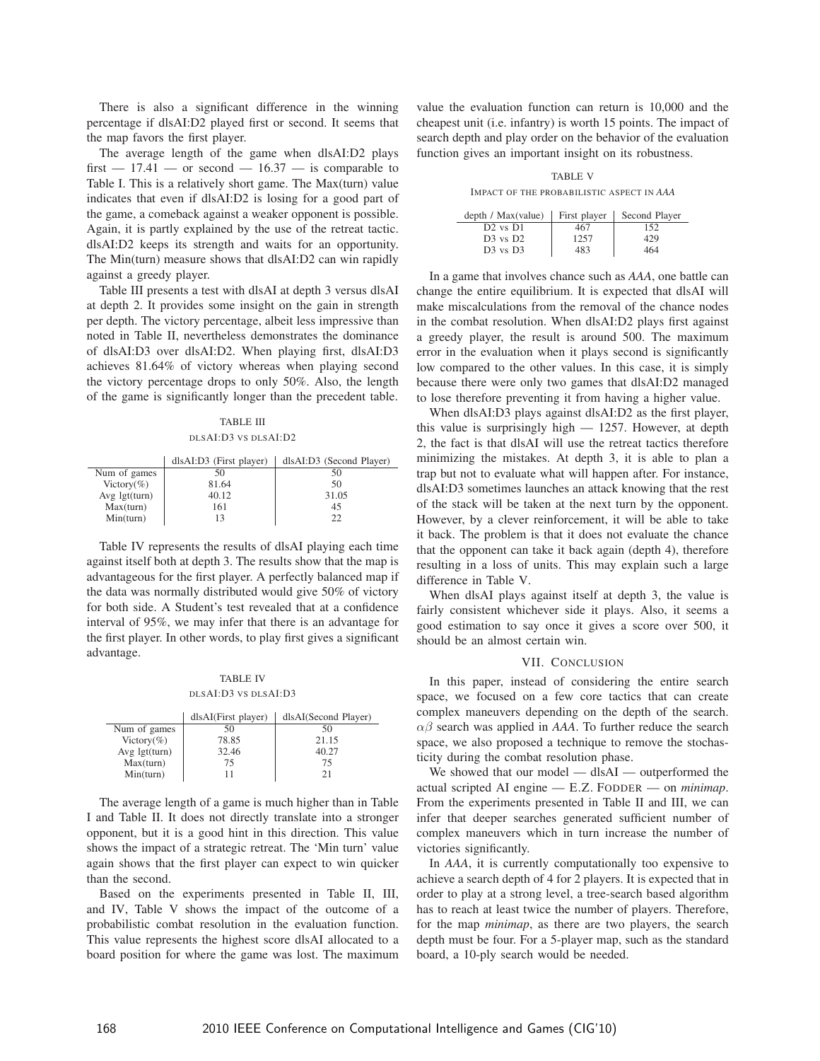There is also a significant difference in the winning percentage if dlsAI:D2 played first or second. It seems that the map favors the first player.

The average length of the game when dlsAI:D2 plays first — 17.41 — or second — 16.37 — is comparable to Table I. This is a relatively short game. The Max(turn) value indicates that even if dlsAI:D2 is losing for a good part of the game, a comeback against a weaker opponent is possible. Again, it is partly explained by the use of the retreat tactic. dlsAI:D2 keeps its strength and waits for an opportunity. The Min(turn) measure shows that dlsAI:D2 can win rapidly against a greedy player.

Table III presents a test with dlsAI at depth 3 versus dlsAI at depth 2. It provides some insight on the gain in strength per depth. The victory percentage, albeit less impressive than noted in Table II, nevertheless demonstrates the dominance of dlsAI:D3 over dlsAI:D2. When playing first, dlsAI:D3 achieves 81.64% of victory whereas when playing second the victory percentage drops to only 50%. Also, the length of the game is significantly longer than the precedent table.

TABLE III
DLSAI:D3 VS DLSAI:D2

| | dlsAI:D3 (First player) | dlsAI:D3 (Second Player) |
|---|---|---|
| Num of games | 50 | 50 |
| Victory(%) | 81.64 | 50 |
| Avg lgt(turn) | 40.12 | 31.05 |
| Max(turn) | 161 | 45 |
| Min(turn) | 13 | 22 |

Table IV represents the results of dlsAI playing each time against itself both at depth 3. The results show that the map is advantageous for the first player. A perfectly balanced map if the data was normally distributed would give 50% of victory for both side. A Student's test revealed that at a confidence interval of 95%, we may infer that there is an advantage for the first player. In other words, to play first gives a significant advantage.

TABLE IV
DLSAI:D3 VS DLSAI:D3

| | dlsAI(First player) | dlsAI(Second Player) |
|---|---|---|
| Num of games | 50 | 50 |
| Victory(%) | 78.85 | 21.15 |
| Avg lgt(turn) | 32.46 | 40.27 |
| Max(turn) | 75 | 75 |
| Min(turn) | 11 | 21 |

The average length of a game is much higher than in Table I and Table II. It does not directly translate into a stronger opponent, but it is a good hint in this direction. This value shows the impact of a strategic retreat. The 'Min turn' value again shows that the first player can expect to win quicker than the second.

Based on the experiments presented in Table II, III, and IV, Table V shows the impact of the outcome of a probabilistic combat resolution in the evaluation function. This value represents the highest score dlsAI allocated to a board position for where the game was lost. The maximum value the evaluation function can return is 10,000 and the cheapest unit (i.e. infantry) is worth 15 points. The impact of search depth and play order on the behavior of the evaluation function gives an important insight on its robustness.

TABLE V
IMPACT OF THE PROBABILISTIC ASPECT IN *AAA*

| depth / Max(value) | First player | Second Player |
|---|---|---|
| D2 vs D1 | 467 | 152 |
| D3 vs D2 | 1257 | 429 |
| D3 vs D3 | 483 | 464 |

In a game that involves chance such as *AAA*, one battle can change the entire equilibrium. It is expected that dlsAI will make miscalculations from the removal of the chance nodes in the combat resolution. When dlsAI:D2 plays first against a greedy player, the result is around 500. The maximum error in the evaluation when it plays second is significantly low compared to the other values. In this case, it is simply because there were only two games that dlsAI:D2 managed to lose therefore preventing it from having a higher value.

When dlsAI:D3 plays against dlsAI:D2 as the first player, this value is surprisingly high — 1257. However, at depth 2, the fact is that dlsAI will use the retreat tactics therefore minimizing the mistakes. At depth 3, it is able to plan a trap but not to evaluate what will happen after. For instance, dlsAI:D3 sometimes launches an attack knowing that the rest of the stack will be taken at the next turn by the opponent. However, by a clever reinforcement, it will be able to take it back. The problem is that it does not evaluate the chance that the opponent can take it back again (depth 4), therefore resulting in a loss of units. This may explain such a large difference in Table V.

When dlsAI plays against itself at depth 3, the value is fairly consistent whichever side it plays. Also, it seems a good estimation to say once it gives a score over 500, it should be an almost certain win.

## VII. CONCLUSION

In this paper, instead of considering the entire search space, we focused on a few core tactics that can create complex maneuvers depending on the depth of the search. $\alpha\beta$ search was applied in *AAA*. To further reduce the search space, we also proposed a technique to remove the stochasticity during the combat resolution phase.

We showed that our model — dlsAI — outperformed the actual scripted AI engine — E.Z. FODDER — on *minimap*. From the experiments presented in Table II and III, we can infer that deeper searches generated sufficient number of complex maneuvers which in turn increase the number of victories significantly.

In *AAA*, it is currently computationally too expensive to achieve a search depth of 4 for 2 players. It is expected that in order to play at a strong level, a tree-search based algorithm has to reach at least twice the number of players. Therefore, for the map *minimap*, as there are two players, the search depth must be four. For a 5-player map, such as the standard board, a 10-ply search would be needed.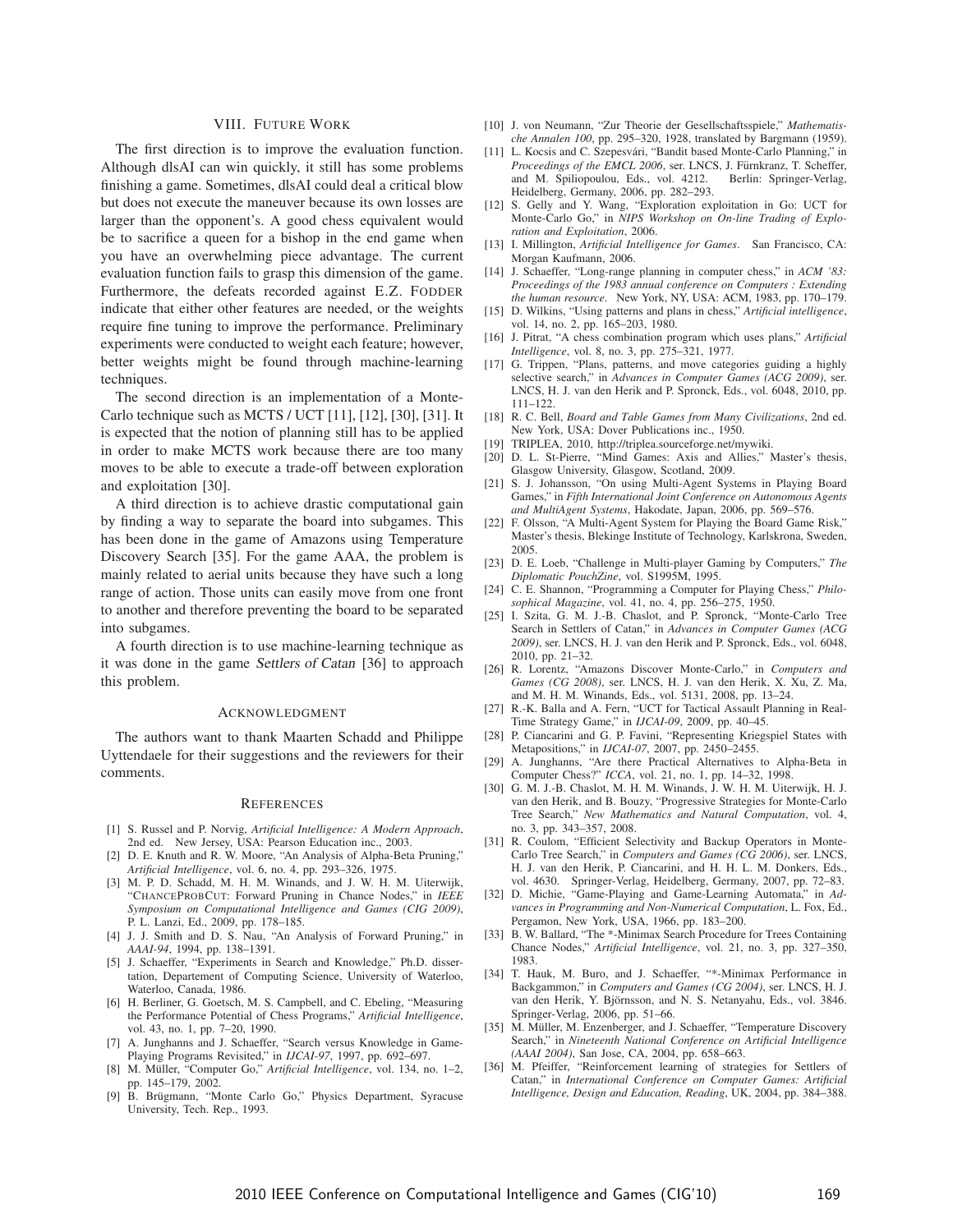## VIII. Future Work

The first direction is to improve the evaluation function. Although dlsAI can win quickly, it still has some problems finishing a game. Sometimes, dlsAI could deal a critical blow but does not execute the maneuver because its own losses are larger than the opponent's. A good chess equivalent would be to sacrifice a queen for a bishop in the end game when you have an overwhelming piece advantage. The current evaluation function fails to grasp this dimension of the game. Furthermore, the defeats recorded against E.Z. Fodder indicate that either other features are needed, or the weights require fine tuning to improve the performance. Preliminary experiments were conducted to weight each feature; however, better weights might be found through machine-learning techniques.

The second direction is an implementation of a Monte-Carlo technique such as MCTS / UCT [11], [12], [30], [31]. It is expected that the notion of planning still has to be applied in order to make MCTS work because there are too many moves to be able to execute a trade-off between exploration and exploitation [30].

A third direction is to achieve drastic computational gain by finding a way to separate the board into subgames. This has been done in the game of Amazons using Temperature Discovery Search [35]. For the game AAA, the problem is mainly related to aerial units because they have such a long range of action. Those units can easily move from one front to another and therefore preventing the board to be separated into subgames.

A fourth direction is to use machine-learning technique as it was done in the game *Settlers of Catan* [36] to approach this problem.

## Acknowledgment

The authors want to thank Maarten Schadd and Philippe Uyttendaele for their suggestions and the reviewers for their comments.

## References

[1] S. Russel and P. Norvig, *Artificial Intelligence: A Modern Approach*, 2nd ed. New Jersey, USA: Pearson Education inc., 2003.

[2] D. E. Knuth and R. W. Moore, "An Analysis of Alpha-Beta Pruning," *Artificial Intelligence*, vol. 6, no. 4, pp. 293–326, 1975.

[3] M. P. D. Schadd, M. H. M. Winands, and J. W. H. M. Uiterwijk, "ChanceProbCut: Forward Pruning in Chance Nodes," in *IEEE Symposium on Computational Intelligence and Games (CIG 2009)*, P. L. Lanzi, Ed., 2009, pp. 178–185.

[4] J. J. Smith and D. S. Nau, "An Analysis of Forward Pruning," in *AAAI-94*, 1994, pp. 138–1391.

[5] J. Schaeffer, "Experiments in Search and Knowledge," Ph.D. dissertation, Departement of Computing Science, University of Waterloo, Waterloo, Canada, 1986.

[6] H. Berliner, G. Goetsch, M. S. Campbell, and C. Ebeling, "Measuring the Performance Potential of Chess Programs," *Artificial Intelligence*, vol. 43, no. 1, pp. 7–20, 1990.

[7] A. Junghanns and J. Schaeffer, "Search versus Knowledge in Game-Playing Programs Revisited," in *IJCAI-97*, 1997, pp. 692–697.

[8] M. Müller, "Computer Go," *Artificial Intelligence*, vol. 134, no. 1–2, pp. 145–179, 2002.

[9] B. Brügmann, "Monte Carlo Go," Physics Department, Syracuse University, Tech. Rep., 1993.

[10] J. von Neumann, "Zur Theorie der Gesellschaftsspiele," *Mathematische Annalen 100*, pp. 295–320, 1928, translated by Bargmann (1959).

[11] L. Kocsis and C. Szepesvári, "Bandit based Monte-Carlo Planning," in *Proceedings of the EMCL 2006*, ser. LNCS, J. Fürnkranz, T. Scheffer, and M. Spiliopoulou, Eds., vol. 4212. Berlin: Springer-Verlag, Heidelberg, Germany, 2006, pp. 282–293.

[12] S. Gelly and Y. Wang, "Exploration exploitation in Go: UCT for Monte-Carlo Go," in *NIPS Workshop on On-line Trading of Exploration and Exploitation*, 2006.

[13] I. Millington, *Artificial Intelligence for Games*. San Francisco, CA: Morgan Kaufmann, 2006.

[14] J. Schaeffer, "Long-range planning in computer chess," in *ACM '83: Proceedings of the 1983 annual conference on Computers : Extending the human resource*. New York, NY, USA: ACM, 1983, pp. 170–179.

[15] D. Wilkins, "Using patterns and plans in chess," *Artificial intelligence*, vol. 14, no. 2, pp. 165–203, 1980.

[16] J. Pitrat, "A chess combination program which uses plans," *Artificial Intelligence*, vol. 8, no. 3, pp. 275–321, 1977.

[17] G. Trippen, "Plans, patterns, and move categories guiding a highly selective search," in *Advances in Computer Games (ACG 2009)*, ser. LNCS, H. J. van den Herik and P. Spronck, Eds., vol. 6048, 2010, pp. 111–122.

[18] R. C. Bell, *Board and Table Games from Many Civilizations*, 2nd ed. New York, USA: Dover Publications inc., 1950.

[19] TRIPLEA, 2010, http://triplea.sourceforge.net/mywiki.

[20] D. L. St-Pierre, "Mind Games: Axis and Allies," Master's thesis, Glasgow University, Glasgow, Scotland, 2009.

[21] S. J. Johansson, "On using Multi-Agent Systems in Playing Board Games," in *Fifth International Joint Conference on Autonomous Agents and MultiAgent Systems*, Hakodate, Japan, 2006, pp. 569–576.

[22] F. Olsson, "A Multi-Agent System for Playing the Board Game Risk," Master's thesis, Blekinge Institute of Technology, Karlskrona, Sweden, 2005.

[23] D. E. Loeb, "Challenge in Multi-player Gaming by Computers," *The Diplomatic PouchZine*, vol. S1995M, 1995.

[24] C. E. Shannon, "Programming a Computer for Playing Chess," *Philosophical Magazine*, vol. 41, no. 4, pp. 256–275, 1950.

[25] I. Szita, G. M. J.-B. Chaslot, and P. Spronck, "Monte-Carlo Tree Search in Settlers of Catan," in *Advances in Computer Games (ACG 2009)*, ser. LNCS, H. J. van den Herik and P. Spronck, Eds., vol. 6048, 2010, pp. 21–32.

[26] R. Lorentz, "Amazons Discover Monte-Carlo," in *Computers and Games (CG 2008)*, ser. LNCS, H. J. van den Herik, X. Xu, Z. Ma, and M. H. M. Winands, Eds., vol. 5131, 2008, pp. 13–24.

[27] R.-K. Balla and A. Fern, "UCT for Tactical Assault Planning in Real-Time Strategy Game," in *IJCAI-09*, 2009, pp. 40–45.

[28] P. Ciancarini and G. P. Favini, "Representing Kriegspiel States with Metapositions," in *IJCAI-07*, 2007, pp. 2450–2455.

[29] A. Junghanns, "Are there Practical Alternatives to Alpha-Beta in Computer Chess?" *ICCA*, vol. 21, no. 1, pp. 14–32, 1998.

[30] G. M. J.-B. Chaslot, M. H. M. Winands, J. W. H. M. Uiterwijk, H. J. van den Herik, and B. Bouzy, "Progressive Strategies for Monte-Carlo Tree Search," *New Mathematics and Natural Computation*, vol. 4, no. 3, pp. 343–357, 2008.

[31] R. Coulom, "Efficient Selectivity and Backup Operators in Monte-Carlo Tree Search," in *Computers and Games (CG 2006)*, ser. LNCS, H. J. van den Herik, P. Ciancarini, and H. H. L. M. Donkers, Eds., vol. 4630. Springer-Verlag, Heidelberg, Germany, 2007, pp. 72–83.

[32] D. Michie, "Game-Playing and Game-Learning Automata," in *Advances in Programming and Non-Numerical Computation*, L. Fox, Ed., Pergamon, New York, USA, 1966, pp. 183–200.

[33] B. W. Ballard, "The *-Minimax Search Procedure for Trees Containing Chance Nodes," *Artificial Intelligence*, vol. 21, no. 3, pp. 327–350, 1983.

[34] T. Hauk, M. Buro, and J. Schaeffer, "*-Minimax Performance in Backgammon," in *Computers and Games (CG 2004)*, ser. LNCS, H. J. van den Herik, Y. Björnsson, and N. S. Netanyahu, Eds., vol. 3846. Springer-Verlag, 2006, pp. 51–66.

[35] M. Müller, M. Enzenberger, and J. Schaeffer, "Temperature Discovery Search," in *Nineteenth National Conference on Artificial Intelligence (AAAI 2004)*, San Jose, CA, 2004, pp. 658–663.

[36] M. Pfeiffer, "Reinforcement learning of strategies for Settlers of Catan," in *International Conference on Computer Games: Artificial Intelligence, Design and Education, Reading*, UK, 2004, pp. 384–388.